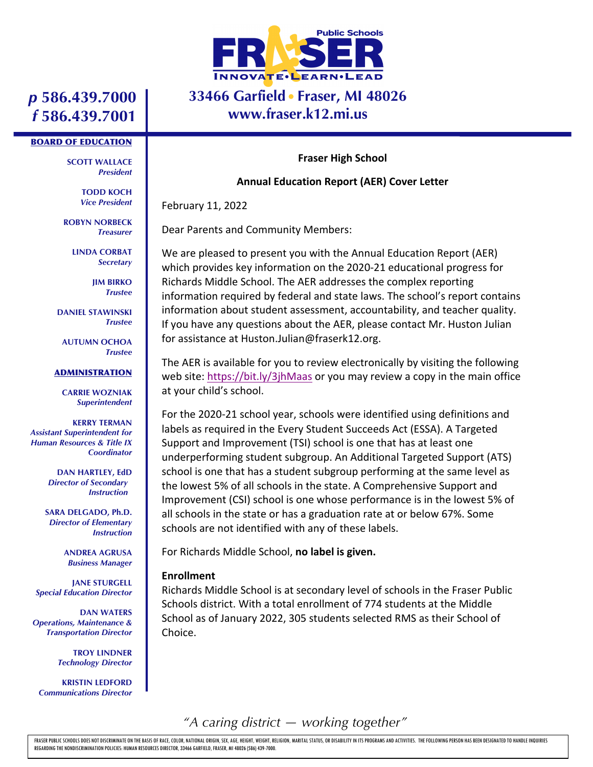Public Schools

# FRASER

INNOVATE•LEARN•LEAD

**33466 Garfield • Fraser, MI 48026**
**www.fraser.k12.mi.us**

*p* 586.439.7000
*f* 586.439.7001

**BOARD OF EDUCATION**

**SCOTT WALLACE** *President*
**TODD KOCH** *Vice President*
**ROBYN NORBECK** *Treasurer*
**LINDA CORBAT** *Secretary*
**JIM BIRKO** *Trustee*
**DANIEL STAWINSKI** *Trustee*
**AUTUMN OCHOA** *Trustee*

**ADMINISTRATION**

**CARRIE WOZNIAK** *Superintendent*
**KERRY TERMAN** *Assistant Superintendent for Human Resources & Title IX Coordinator*
**DAN HARTLEY, EdD** *Director of Secondary Instruction*
**SARA DELGADO, Ph.D.** *Director of Elementary Instruction*
**ANDREA AGRUSA** *Business Manager*
**JANE STURGELL** *Special Education Director*
**DAN WATERS** *Operations, Maintenance & Transportation Director*
**TROY LINDNER** *Technology Director*
**KRISTIN LEDFORD** *Communications Director*

**Fraser High School**

**Annual Education Report (AER) Cover Letter**

February 11, 2022

Dear Parents and Community Members:

We are pleased to present you with the Annual Education Report (AER) which provides key information on the 2020-21 educational progress for Richards Middle School. The AER addresses the complex reporting information required by federal and state laws. The school's report contains information about student assessment, accountability, and teacher quality. If you have any questions about the AER, please contact Mr. Huston Julian for assistance at Huston.Julian@fraserk12.org.

The AER is available for you to review electronically by visiting the following web site: https://bit.ly/3jhMaas or you may review a copy in the main office at your child's school.

For the 2020-21 school year, schools were identified using definitions and labels as required in the Every Student Succeeds Act (ESSA). A Targeted Support and Improvement (TSI) school is one that has at least one underperforming student subgroup. An Additional Targeted Support (ATS) school is one that has a student subgroup performing at the same level as the lowest 5% of all schools in the state. A Comprehensive Support and Improvement (CSI) school is one whose performance is in the lowest 5% of all schools in the state or has a graduation rate at or below 67%. Some schools are not identified with any of these labels.

For Richards Middle School, **no label is given.**

**Enrollment**
Richards Middle School is at secondary level of schools in the Fraser Public Schools district. With a total enrollment of 774 students at the Middle School as of January 2022, 305 students selected RMS as their School of Choice.

*"A caring district — working together"*

FRASER PUBLIC SCHOOLS DOES NOT DISCRIMINATE ON THE BASIS OF RACE, COLOR, NATIONAL ORIGIN, SEX, AGE, HEIGHT, WEIGHT, RELIGION, MARITAL STATUS, OR DISABILITY IN ITS PROGRAMS AND ACTIVITIES. THE FOLLOWING PERSON HAS BEEN DESIGNATED TO HANDLE INQUIRIES REGARDING THE NONDISCRIMINATION POLICIES: HUMAN RESOURCES DIRECTOR, 33466 GARFIELD, FRASER, MI 48026 (586) 439-7000.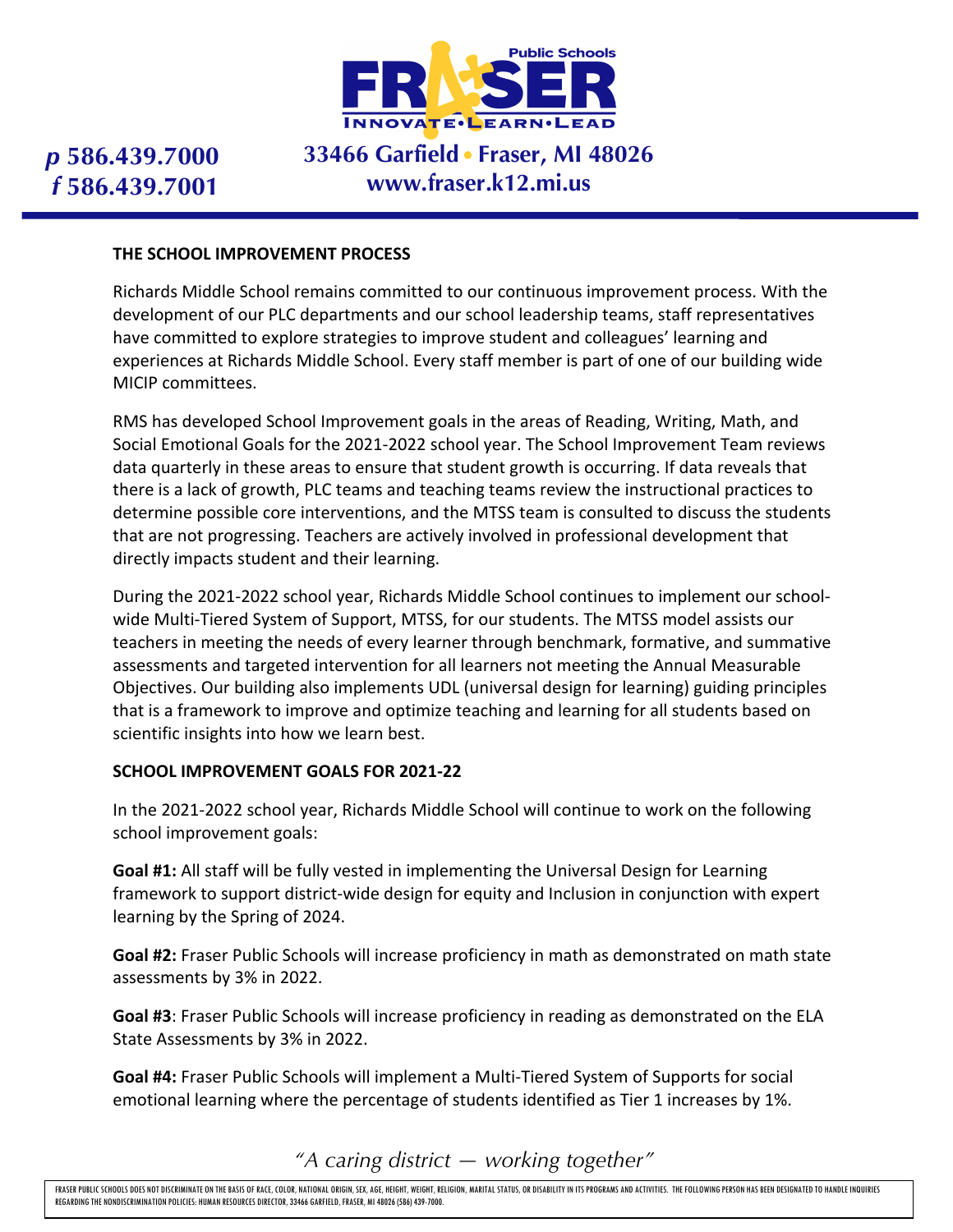## THE SCHOOL IMPROVEMENT PROCESS

Richards Middle School remains committed to our continuous improvement process. With the development of our PLC departments and our school leadership teams, staff representatives have committed to explore strategies to improve student and colleagues' learning and experiences at Richards Middle School. Every staff member is part of one of our building wide MICIP committees.

RMS has developed School Improvement goals in the areas of Reading, Writing, Math, and Social Emotional Goals for the 2021-2022 school year. The School Improvement Team reviews data quarterly in these areas to ensure that student growth is occurring. If data reveals that there is a lack of growth, PLC teams and teaching teams review the instructional practices to determine possible core interventions, and the MTSS team is consulted to discuss the students that are not progressing. Teachers are actively involved in professional development that directly impacts student and their learning.

During the 2021-2022 school year, Richards Middle School continues to implement our school-wide Multi-Tiered System of Support, MTSS, for our students. The MTSS model assists our teachers in meeting the needs of every learner through benchmark, formative, and summative assessments and targeted intervention for all learners not meeting the Annual Measurable Objectives. Our building also implements UDL (universal design for learning) guiding principles that is a framework to improve and optimize teaching and learning for all students based on scientific insights into how we learn best.

## SCHOOL IMPROVEMENT GOALS FOR 2021-22

In the 2021-2022 school year, Richards Middle School will continue to work on the following school improvement goals:

**Goal #1:** All staff will be fully vested in implementing the Universal Design for Learning framework to support district-wide design for equity and Inclusion in conjunction with expert learning by the Spring of 2024.

**Goal #2:** Fraser Public Schools will increase proficiency in math as demonstrated on math state assessments by 3% in 2022.

**Goal #3**: Fraser Public Schools will increase proficiency in reading as demonstrated on the ELA State Assessments by 3% in 2022.

**Goal #4:** Fraser Public Schools will implement a Multi-Tiered System of Supports for social emotional learning where the percentage of students identified as Tier 1 increases by 1%.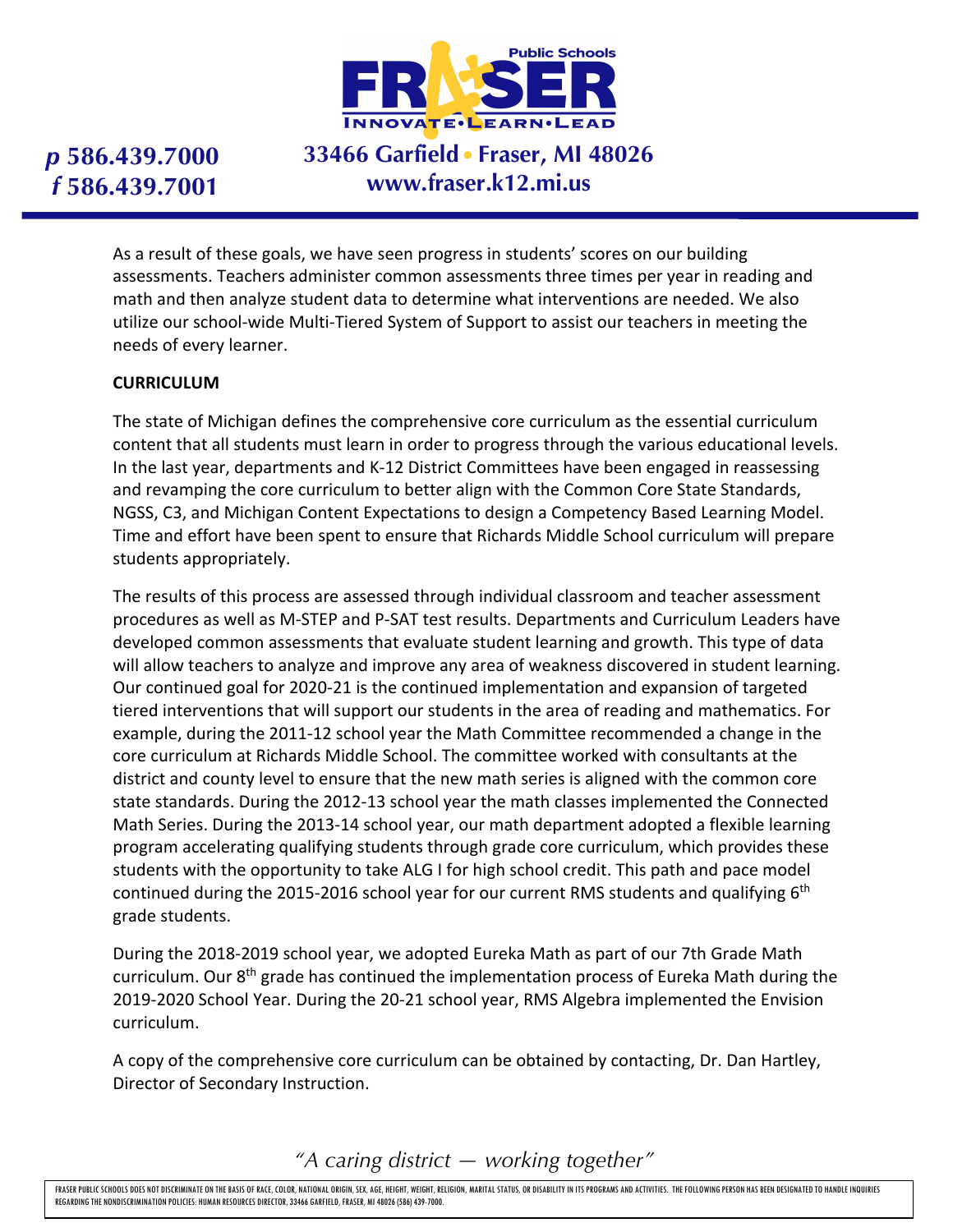As a result of these goals, we have seen progress in students' scores on our building assessments. Teachers administer common assessments three times per year in reading and math and then analyze student data to determine what interventions are needed. We also utilize our school-wide Multi-Tiered System of Support to assist our teachers in meeting the needs of every learner.

**CURRICULUM**

The state of Michigan defines the comprehensive core curriculum as the essential curriculum content that all students must learn in order to progress through the various educational levels. In the last year, departments and K-12 District Committees have been engaged in reassessing and revamping the core curriculum to better align with the Common Core State Standards, NGSS, C3, and Michigan Content Expectations to design a Competency Based Learning Model. Time and effort have been spent to ensure that Richards Middle School curriculum will prepare students appropriately.

The results of this process are assessed through individual classroom and teacher assessment procedures as well as M-STEP and P-SAT test results. Departments and Curriculum Leaders have developed common assessments that evaluate student learning and growth. This type of data will allow teachers to analyze and improve any area of weakness discovered in student learning. Our continued goal for 2020-21 is the continued implementation and expansion of targeted tiered interventions that will support our students in the area of reading and mathematics. For example, during the 2011-12 school year the Math Committee recommended a change in the core curriculum at Richards Middle School. The committee worked with consultants at the district and county level to ensure that the new math series is aligned with the common core state standards. During the 2012-13 school year the math classes implemented the Connected Math Series. During the 2013-14 school year, our math department adopted a flexible learning program accelerating qualifying students through grade core curriculum, which provides these students with the opportunity to take ALG I for high school credit. This path and pace model continued during the 2015-2016 school year for our current RMS students and qualifying 6th grade students.

During the 2018-2019 school year, we adopted Eureka Math as part of our 7th Grade Math curriculum. Our 8th grade has continued the implementation process of Eureka Math during the 2019-2020 School Year. During the 20-21 school year, RMS Algebra implemented the Envision curriculum.

A copy of the comprehensive core curriculum can be obtained by contacting, Dr. Dan Hartley, Director of Secondary Instruction.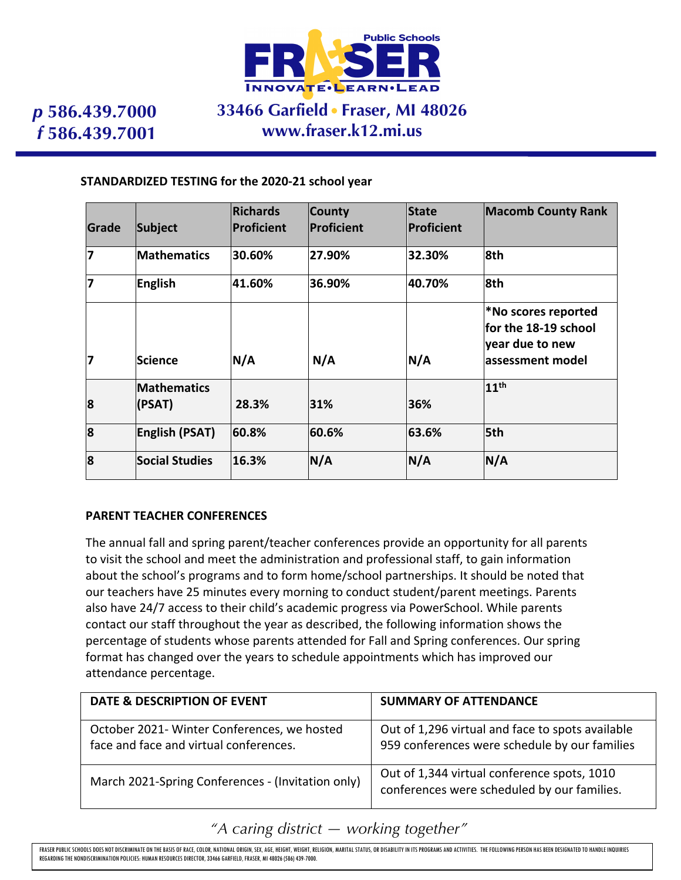**STANDARDIZED TESTING for the 2020-21 school year**

| Grade | Subject | Richards Proficient | County Proficient | State Proficient | Macomb County Rank |
|---|---|---|---|---|---|
| 7 | Mathematics | 30.60% | 27.90% | 32.30% | 8th |
| 7 | English | 41.60% | 36.90% | 40.70% | 8th |
| 7 | Science | N/A | N/A | N/A | *No scores reported for the 18-19 school year due to new assessment model |
| 8 | Mathematics (PSAT) | 28.3% | 31% | 36% | 11th |
| 8 | English (PSAT) | 60.8% | 60.6% | 63.6% | 5th |
| 8 | Social Studies | 16.3% | N/A | N/A | N/A |

**PARENT TEACHER CONFERENCES**

The annual fall and spring parent/teacher conferences provide an opportunity for all parents to visit the school and meet the administration and professional staff, to gain information about the school's programs and to form home/school partnerships. It should be noted that our teachers have 25 minutes every morning to conduct student/parent meetings. Parents also have 24/7 access to their child's academic progress via PowerSchool. While parents contact our staff throughout the year as described, the following information shows the percentage of students whose parents attended for Fall and Spring conferences. Our spring format has changed over the years to schedule appointments which has improved our attendance percentage.

| DATE & DESCRIPTION OF EVENT | SUMMARY OF ATTENDANCE |
|---|---|
| October 2021- Winter Conferences, we hosted face and face and virtual conferences. | Out of 1,296 virtual and face to spots available 959 conferences were schedule by our families |
| March 2021-Spring Conferences - (Invitation only) | Out of 1,344 virtual conference spots, 1010 conferences were scheduled by our families. |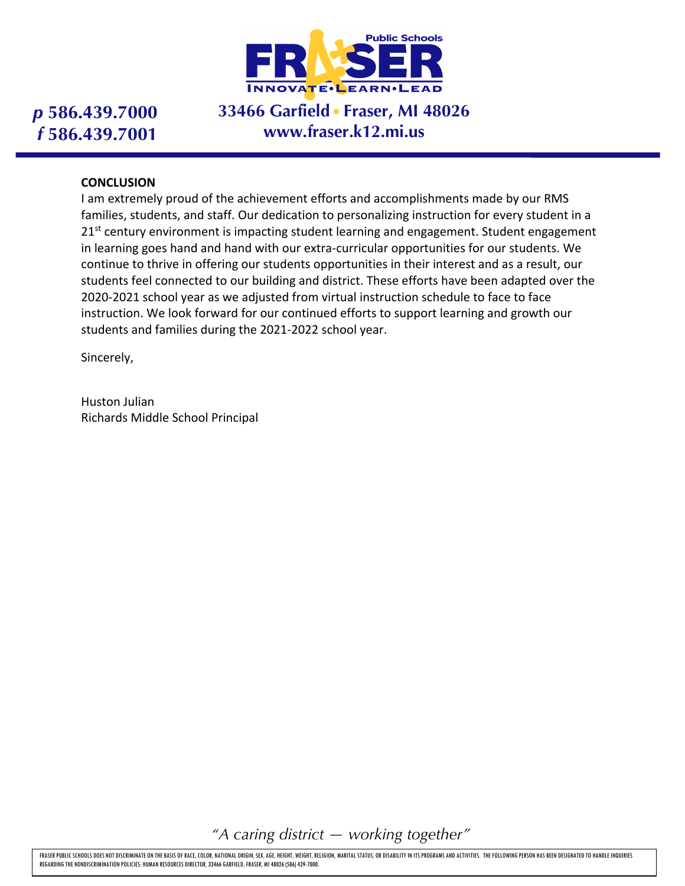## CONCLUSION

I am extremely proud of the achievement efforts and accomplishments made by our RMS families, students, and staff. Our dedication to personalizing instruction for every student in a 21st century environment is impacting student learning and engagement. Student engagement in learning goes hand and hand with our extra-curricular opportunities for our students. We continue to thrive in offering our students opportunities in their interest and as a result, our students feel connected to our building and district. These efforts have been adapted over the 2020-2021 school year as we adjusted from virtual instruction schedule to face to face instruction. We look forward for our continued efforts to support learning and growth our students and families during the 2021-2022 school year.

Sincerely,

Huston Julian
Richards Middle School Principal